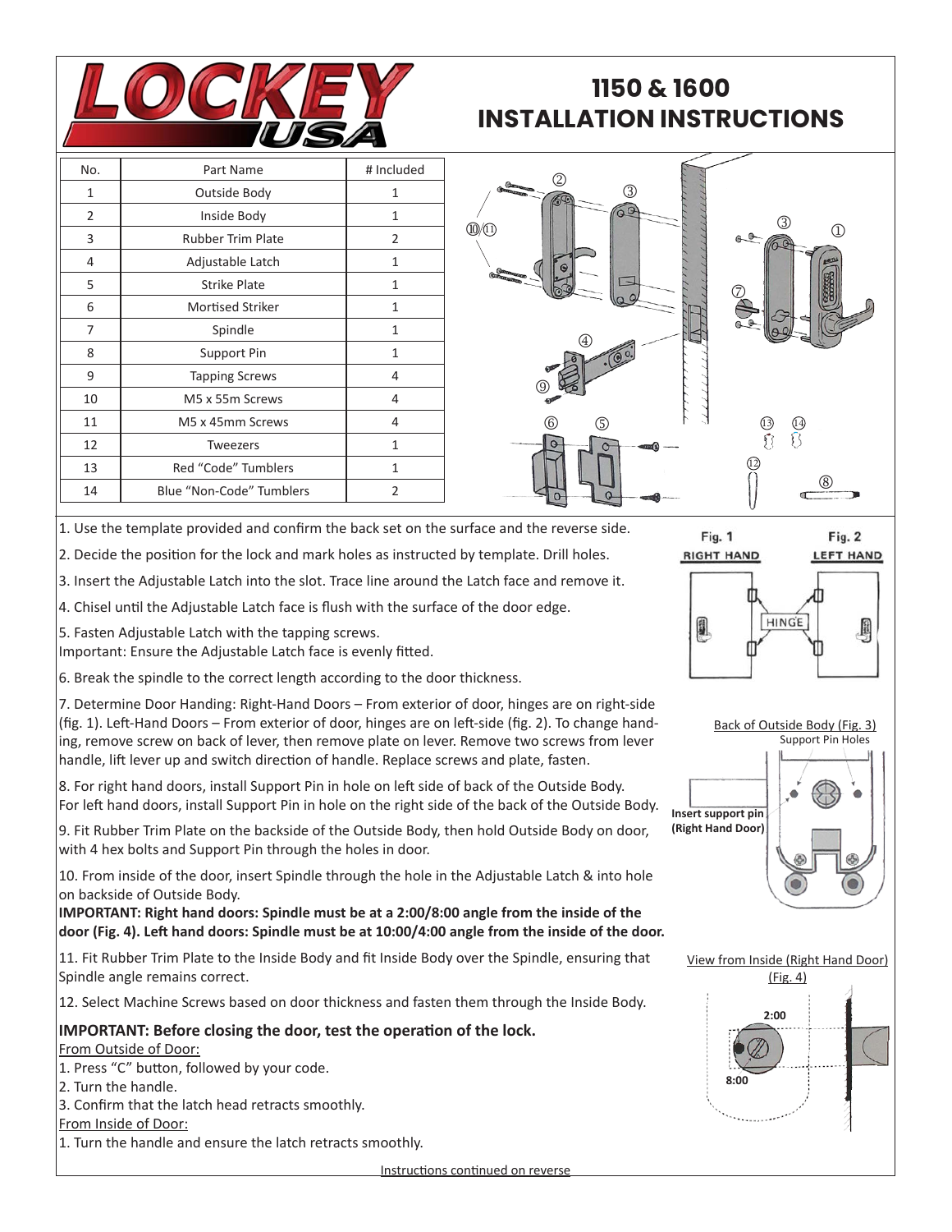# 1150 & 1600 INSTALLATION INSTRUCTIONS

| No. | Part Name | # Included |
|---|---|---|
| 1 | Outside Body | 1 |
| 2 | Inside Body | 1 |
| 3 | Rubber Trim Plate | 2 |
| 4 | Adjustable Latch | 1 |
| 5 | Strike Plate | 1 |
| 6 | Mortised Striker | 1 |
| 7 | Spindle | 1 |
| 8 | Support Pin | 1 |
| 9 | Tapping Screws | 4 |
| 10 | M5 x 55m Screws | 4 |
| 11 | M5 x 45mm Screws | 4 |
| 12 | Tweezers | 1 |
| 13 | Red "Code" Tumblers | 1 |
| 14 | Blue "Non-Code" Tumblers | 2 |

1. Use the template provided and confirm the back set on the surface and the reverse side.

2. Decide the position for the lock and mark holes as instructed by template. Drill holes.

3. Insert the Adjustable Latch into the slot. Trace line around the Latch face and remove it.

4. Chisel until the Adjustable Latch face is flush with the surface of the door edge.

5. Fasten Adjustable Latch with the tapping screws.
Important: Ensure the Adjustable Latch face is evenly fitted.

6. Break the spindle to the correct length according to the door thickness.

7. Determine Door Handing: Right-Hand Doors – From exterior of door, hinges are on right-side (fig. 1). Left-Hand Doors – From exterior of door, hinges are on left-side (fig. 2). To change handing, remove screw on back of lever, then remove plate on lever. Remove two screws from lever handle, lift lever up and switch direction of handle. Replace screws and plate, fasten.

8. For right hand doors, install Support Pin in hole on left side of back of the Outside Body.
For left hand doors, install Support Pin in hole on the right side of the back of the Outside Body.

9. Fit Rubber Trim Plate on the backside of the Outside Body, then hold Outside Body on door, with 4 hex bolts and Support Pin through the holes in door.

10. From inside of the door, insert Spindle through the hole in the Adjustable Latch & into hole on backside of Outside Body.
**IMPORTANT: Right hand doors: Spindle must be at a 2:00/8:00 angle from the inside of the door (Fig. 4). Left hand doors: Spindle must be at 10:00/4:00 angle from the inside of the door.**

11. Fit Rubber Trim Plate to the Inside Body and fit Inside Body over the Spindle, ensuring that Spindle angle remains correct.

12. Select Machine Screws based on door thickness and fasten them through the Inside Body.

Fig. 1 RIGHT HAND — Fig. 2 LEFT HAND — HINGE

Back of Outside Body (Fig. 3)
Support Pin Holes
Insert support pin (Right Hand Door)

View from Inside (Right Hand Door) (Fig. 4)
2:00
8:00

**IMPORTANT: Before closing the door, test the operation of the lock.**

From Outside of Door:
1. Press "C" button, followed by your code.
2. Turn the handle.
3. Confirm that the latch head retracts smoothly.

From Inside of Door:
1. Turn the handle and ensure the latch retracts smoothly.

Instructions continued on reverse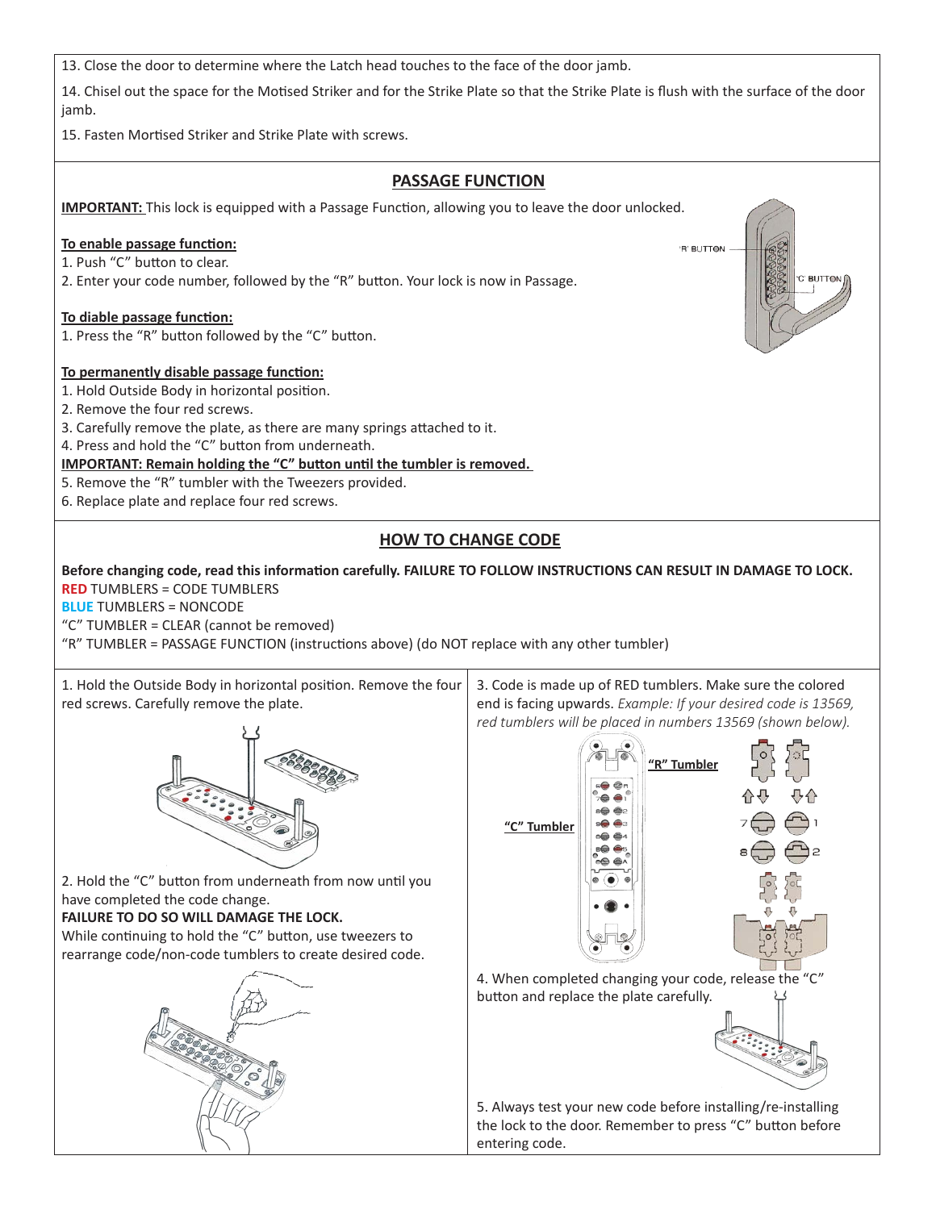13. Close the door to determine where the Latch head touches to the face of the door jamb.

14. Chisel out the space for the Motised Striker and for the Strike Plate so that the Strike Plate is flush with the surface of the door jamb.

15. Fasten Mortised Striker and Strike Plate with screws.

## PASSAGE FUNCTION

**IMPORTANT:** This lock is equipped with a Passage Function, allowing you to leave the door unlocked.

**To enable passage function:**

1. Push "C" button to clear.
2. Enter your code number, followed by the "R" button. Your lock is now in Passage.

**To diable passage function:**

1. Press the "R" button followed by the "C" button.

**To permanently disable passage function:**

1. Hold Outside Body in horizontal position.
2. Remove the four red screws.
3. Carefully remove the plate, as there are many springs attached to it.
4. Press and hold the "C" button from underneath.

**IMPORTANT: Remain holding the "C" button until the tumbler is removed.**

5. Remove the "R" tumbler with the Tweezers provided.
6. Replace plate and replace four red screws.

## HOW TO CHANGE CODE

**Before changing code, read this information carefully. FAILURE TO FOLLOW INSTRUCTIONS CAN RESULT IN DAMAGE TO LOCK.**

**RED** TUMBLERS = CODE TUMBLERS

**BLUE** TUMBLERS = NONCODE

"C" TUMBLER = CLEAR (cannot be removed)

"R" TUMBLER = PASSAGE FUNCTION (instructions above) (do NOT replace with any other tumbler)

1. Hold the Outside Body in horizontal position. Remove the four red screws. Carefully remove the plate.

2. Hold the "C" button from underneath from now until you have completed the code change.
**FAILURE TO DO SO WILL DAMAGE THE LOCK.**
While continuing to hold the "C" button, use tweezers to rearrange code/non-code tumblers to create desired code.

3. Code is made up of RED tumblers. Make sure the colored end is facing upwards. *Example: If your desired code is 13569, red tumblers will be placed in numbers 13569 (shown below).*

4. When completed changing your code, release the "C" button and replace the plate carefully.

5. Always test your new code before installing/re-installing the lock to the door. Remember to press "C" button before entering code.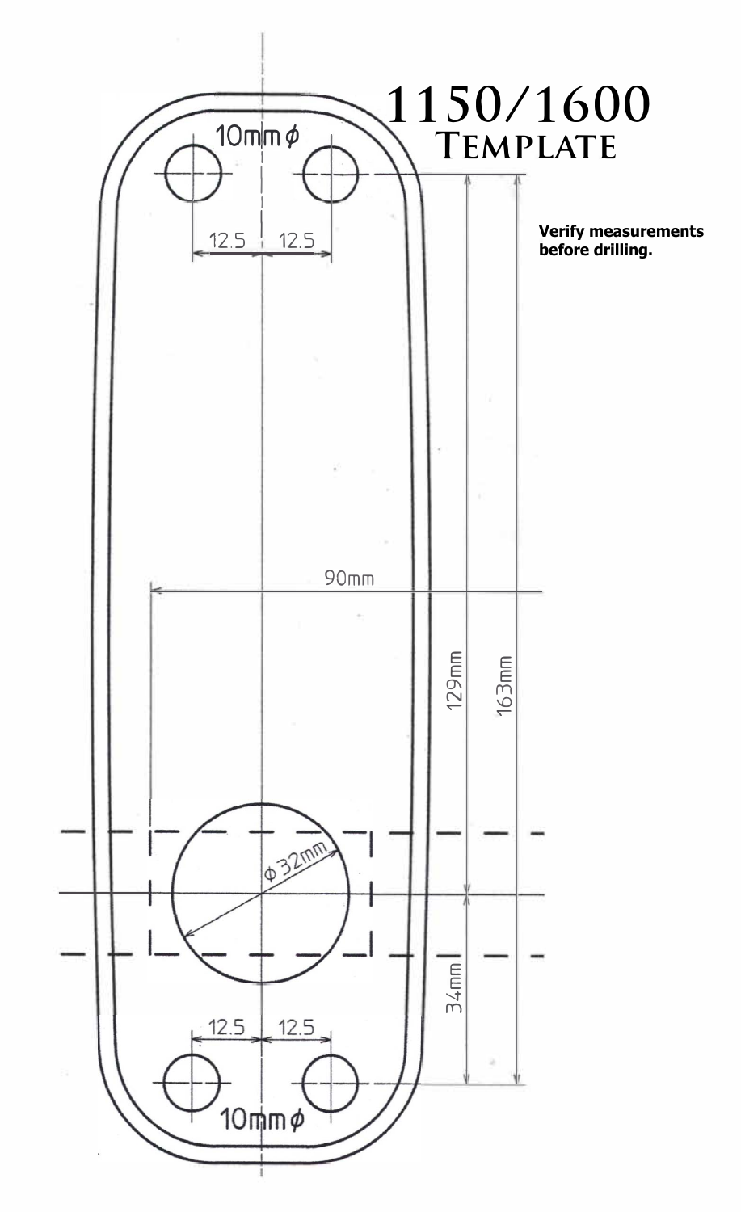# 1150/1600 Template

**Verify measurements before drilling.**

10mm ϕ

12.5 12.5

90mm

129mm

163mm

ϕ 32mm

34mm

12.5 12.5

10mm ϕ